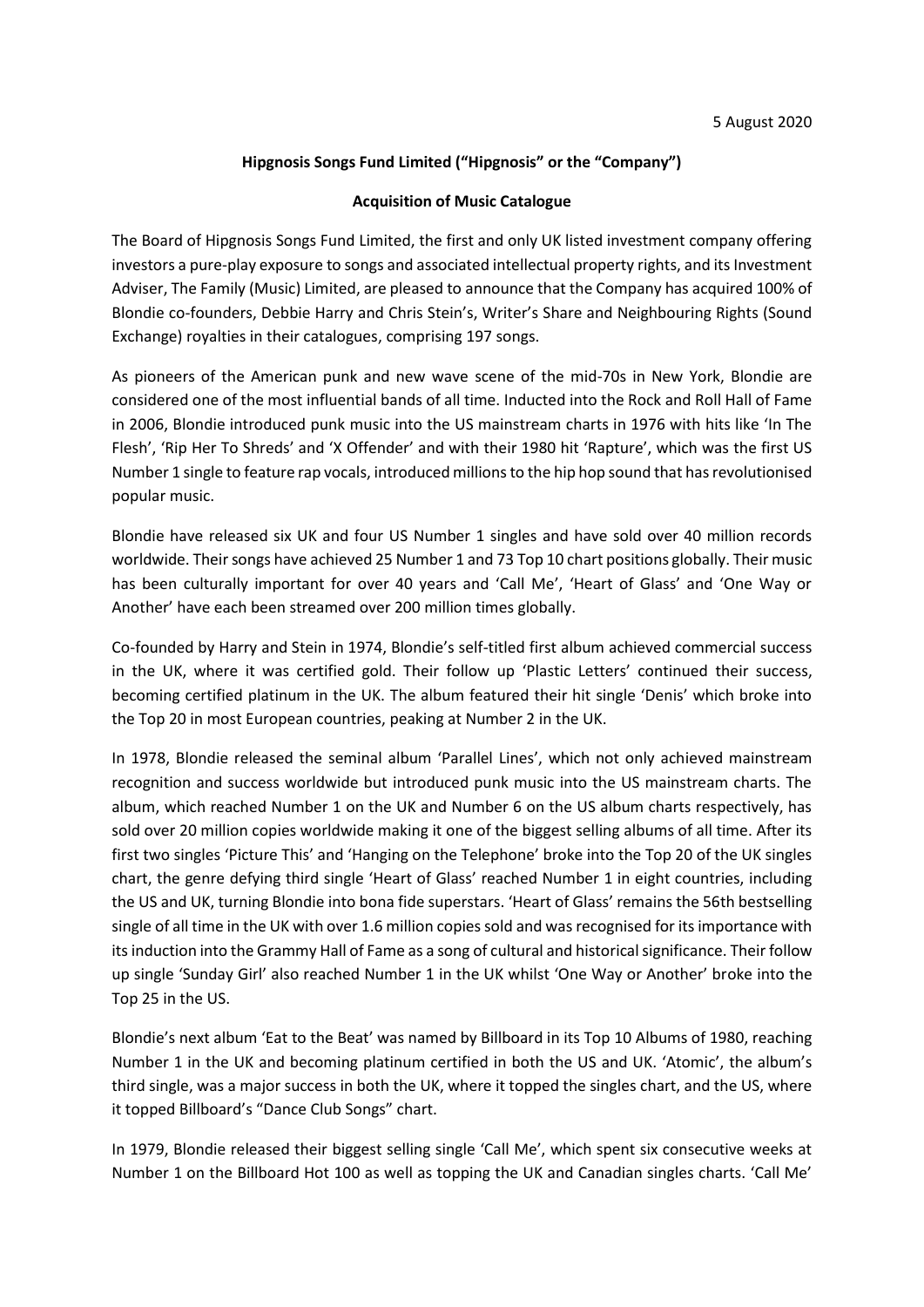5 August 2020

**Hipgnosis Songs Fund Limited ("Hipgnosis" or the "Company")**

**Acquisition of Music Catalogue**

The Board of Hipgnosis Songs Fund Limited, the first and only UK listed investment company offering investors a pure-play exposure to songs and associated intellectual property rights, and its Investment Adviser, The Family (Music) Limited, are pleased to announce that the Company has acquired 100% of Blondie co-founders, Debbie Harry and Chris Stein's, Writer's Share and Neighbouring Rights (Sound Exchange) royalties in their catalogues, comprising 197 songs.

As pioneers of the American punk and new wave scene of the mid-70s in New York, Blondie are considered one of the most influential bands of all time. Inducted into the Rock and Roll Hall of Fame in 2006, Blondie introduced punk music into the US mainstream charts in 1976 with hits like 'In The Flesh', 'Rip Her To Shreds' and 'X Offender' and with their 1980 hit 'Rapture', which was the first US Number 1 single to feature rap vocals, introduced millions to the hip hop sound that has revolutionised popular music.

Blondie have released six UK and four US Number 1 singles and have sold over 40 million records worldwide. Their songs have achieved 25 Number 1 and 73 Top 10 chart positions globally. Their music has been culturally important for over 40 years and 'Call Me', 'Heart of Glass' and 'One Way or Another' have each been streamed over 200 million times globally.

Co-founded by Harry and Stein in 1974, Blondie's self-titled first album achieved commercial success in the UK, where it was certified gold. Their follow up 'Plastic Letters' continued their success, becoming certified platinum in the UK. The album featured their hit single 'Denis' which broke into the Top 20 in most European countries, peaking at Number 2 in the UK.

In 1978, Blondie released the seminal album 'Parallel Lines', which not only achieved mainstream recognition and success worldwide but introduced punk music into the US mainstream charts. The album, which reached Number 1 on the UK and Number 6 on the US album charts respectively, has sold over 20 million copies worldwide making it one of the biggest selling albums of all time. After its first two singles 'Picture This' and 'Hanging on the Telephone' broke into the Top 20 of the UK singles chart, the genre defying third single 'Heart of Glass' reached Number 1 in eight countries, including the US and UK, turning Blondie into bona fide superstars. 'Heart of Glass' remains the 56th bestselling single of all time in the UK with over 1.6 million copies sold and was recognised for its importance with its induction into the Grammy Hall of Fame as a song of cultural and historical significance. Their follow up single 'Sunday Girl' also reached Number 1 in the UK whilst 'One Way or Another' broke into the Top 25 in the US.

Blondie's next album 'Eat to the Beat' was named by Billboard in its Top 10 Albums of 1980, reaching Number 1 in the UK and becoming platinum certified in both the US and UK. 'Atomic', the album's third single, was a major success in both the UK, where it topped the singles chart, and the US, where it topped Billboard's "Dance Club Songs" chart.

In 1979, Blondie released their biggest selling single 'Call Me', which spent six consecutive weeks at Number 1 on the Billboard Hot 100 as well as topping the UK and Canadian singles charts. 'Call Me'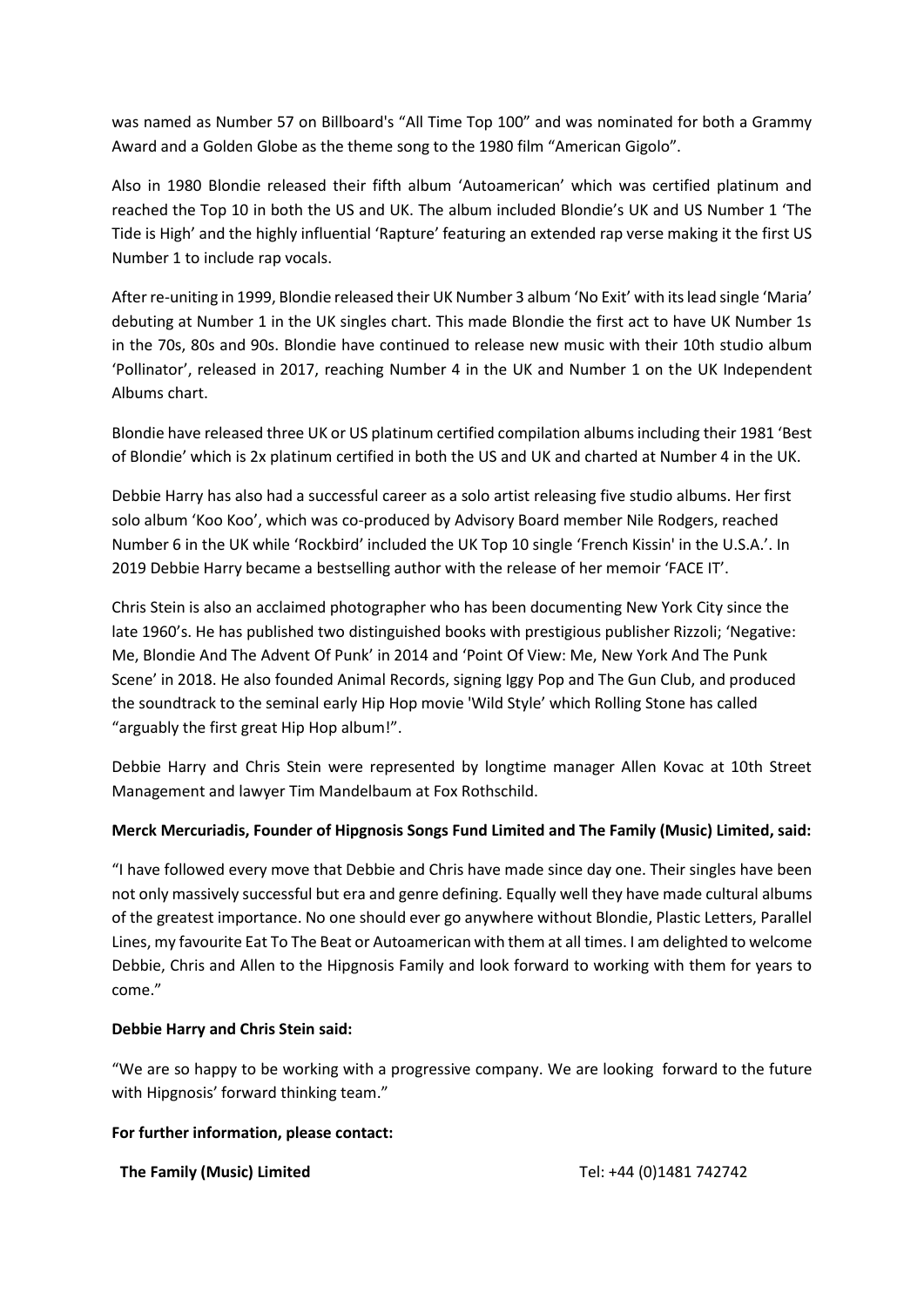was named as Number 57 on Billboard's "All Time Top 100" and was nominated for both a Grammy Award and a Golden Globe as the theme song to the 1980 film "American Gigolo".

Also in 1980 Blondie released their fifth album 'Autoamerican' which was certified platinum and reached the Top 10 in both the US and UK. The album included Blondie's UK and US Number 1 'The Tide is High' and the highly influential 'Rapture' featuring an extended rap verse making it the first US Number 1 to include rap vocals.

After re-uniting in 1999, Blondie released their UK Number 3 album 'No Exit' with its lead single 'Maria' debuting at Number 1 in the UK singles chart. This made Blondie the first act to have UK Number 1s in the 70s, 80s and 90s. Blondie have continued to release new music with their 10th studio album 'Pollinator', released in 2017, reaching Number 4 in the UK and Number 1 on the UK Independent Albums chart.

Blondie have released three UK or US platinum certified compilation albums including their 1981 'Best of Blondie' which is 2x platinum certified in both the US and UK and charted at Number 4 in the UK.

Debbie Harry has also had a successful career as a solo artist releasing five studio albums. Her first solo album 'Koo Koo', which was co-produced by Advisory Board member Nile Rodgers, reached Number 6 in the UK while 'Rockbird' included the UK Top 10 single 'French Kissin' in the U.S.A.'. In 2019 Debbie Harry became a bestselling author with the release of her memoir 'FACE IT'.

Chris Stein is also an acclaimed photographer who has been documenting New York City since the late 1960's. He has published two distinguished books with prestigious publisher Rizzoli; 'Negative: Me, Blondie And The Advent Of Punk' in 2014 and 'Point Of View: Me, New York And The Punk Scene' in 2018. He also founded Animal Records, signing Iggy Pop and The Gun Club, and produced the soundtrack to the seminal early Hip Hop movie 'Wild Style' which Rolling Stone has called "arguably the first great Hip Hop album!".

Debbie Harry and Chris Stein were represented by longtime manager Allen Kovac at 10th Street Management and lawyer Tim Mandelbaum at Fox Rothschild.

**Merck Mercuriadis, Founder of Hipgnosis Songs Fund Limited and The Family (Music) Limited, said:**

"I have followed every move that Debbie and Chris have made since day one. Their singles have been not only massively successful but era and genre defining. Equally well they have made cultural albums of the greatest importance. No one should ever go anywhere without Blondie, Plastic Letters, Parallel Lines, my favourite Eat To The Beat or Autoamerican with them at all times. I am delighted to welcome Debbie, Chris and Allen to the Hipgnosis Family and look forward to working with them for years to come."

**Debbie Harry and Chris Stein said:**

"We are so happy to be working with a progressive company. We are looking forward to the future with Hipgnosis' forward thinking team."

**For further information, please contact:**

| | |
|---|---|
| **The Family (Music) Limited** | Tel: +44 (0)1481 742742 |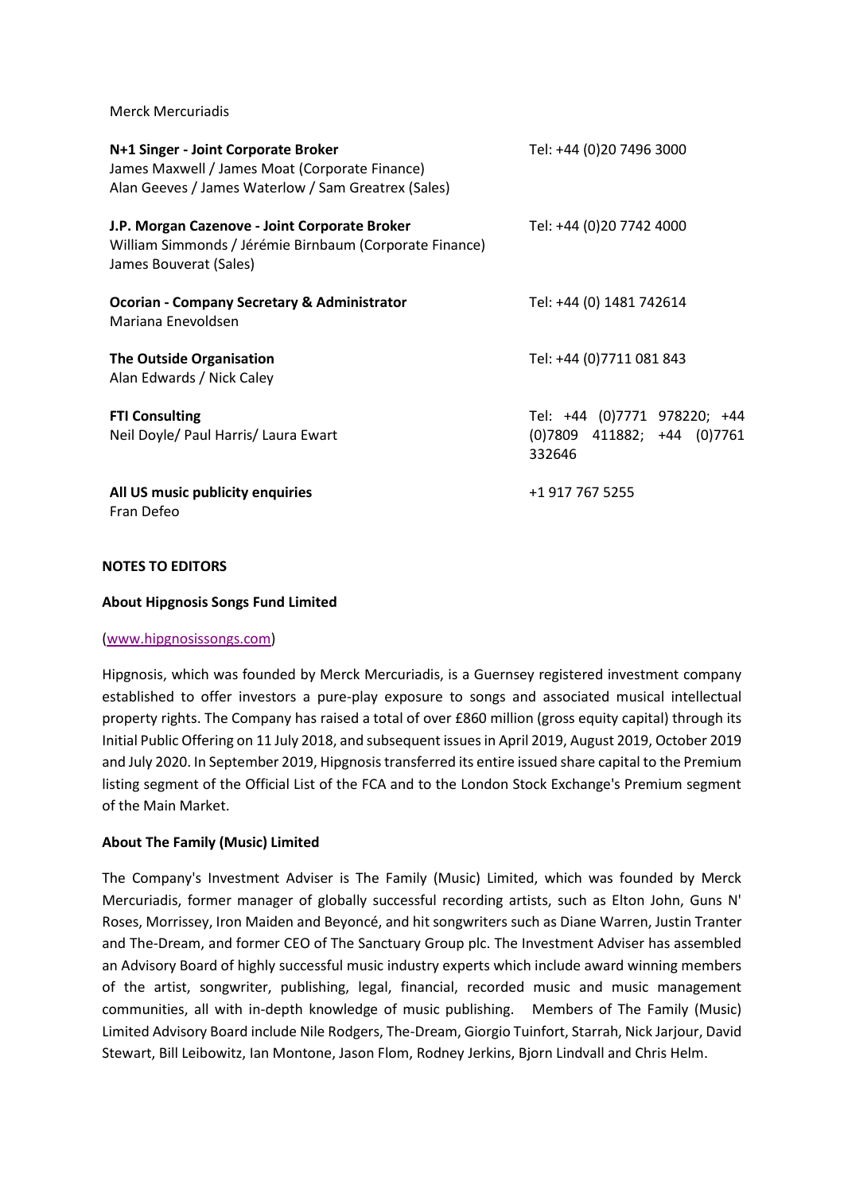Merck Mercuriadis

| | |
|---|---|
| **N+1 Singer - Joint Corporate Broker**<br>James Maxwell / James Moat (Corporate Finance)<br>Alan Geeves / James Waterlow / Sam Greatrex (Sales) | Tel: +44 (0)20 7496 3000 |
| **J.P. Morgan Cazenove - Joint Corporate Broker**<br>William Simmonds / Jérémie Birnbaum (Corporate Finance)<br>James Bouverat (Sales) | Tel: +44 (0)20 7742 4000 |
| **Ocorian - Company Secretary & Administrator**<br>Mariana Enevoldsen | Tel: +44 (0) 1481 742614 |
| **The Outside Organisation**<br>Alan Edwards / Nick Caley | Tel: +44 (0)7711 081 843 |
| **FTI Consulting**<br>Neil Doyle/ Paul Harris/ Laura Ewart | Tel: +44 (0)7771 978220; +44 (0)7809 411882; +44 (0)7761 332646 |
| **All US music publicity enquiries**<br>Fran Defeo | +1 917 767 5255 |

**NOTES TO EDITORS**

**About Hipgnosis Songs Fund Limited**

(www.hipgnosissongs.com)

Hipgnosis, which was founded by Merck Mercuriadis, is a Guernsey registered investment company established to offer investors a pure-play exposure to songs and associated musical intellectual property rights. The Company has raised a total of over £860 million (gross equity capital) through its Initial Public Offering on 11 July 2018, and subsequent issues in April 2019, August 2019, October 2019 and July 2020. In September 2019, Hipgnosis transferred its entire issued share capital to the Premium listing segment of the Official List of the FCA and to the London Stock Exchange's Premium segment of the Main Market.

**About The Family (Music) Limited**

The Company's Investment Adviser is The Family (Music) Limited, which was founded by Merck Mercuriadis, former manager of globally successful recording artists, such as Elton John, Guns N' Roses, Morrissey, Iron Maiden and Beyoncé, and hit songwriters such as Diane Warren, Justin Tranter and The-Dream, and former CEO of The Sanctuary Group plc. The Investment Adviser has assembled an Advisory Board of highly successful music industry experts which include award winning members of the artist, songwriter, publishing, legal, financial, recorded music and music management communities, all with in-depth knowledge of music publishing. Members of The Family (Music) Limited Advisory Board include Nile Rodgers, The-Dream, Giorgio Tuinfort, Starrah, Nick Jarjour, David Stewart, Bill Leibowitz, Ian Montone, Jason Flom, Rodney Jerkins, Bjorn Lindvall and Chris Helm.